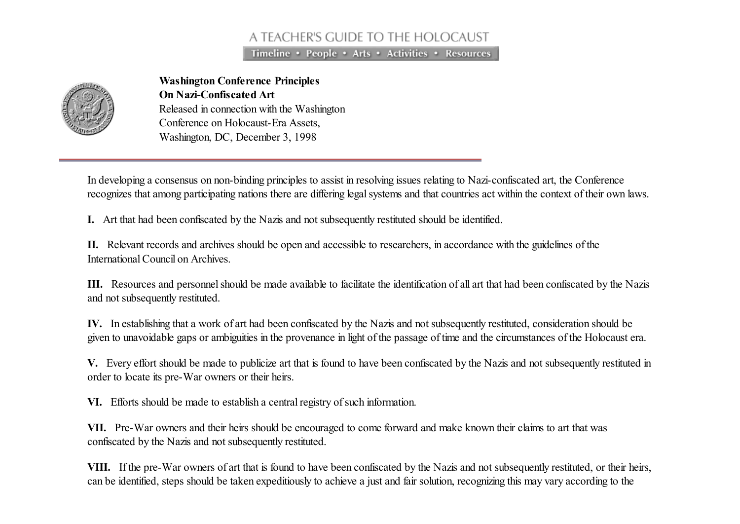A TEACHER'S GUIDE TO THE HOLOCAUST

Timeline • People • Arts • Activities • Resources

**Washington Conference Principles On Nazi-Confiscated Art**

Released in connection with the Washington Conference on Holocaust-Era Assets, Washington, DC, December 3, 1998

---

In developing a consensus on non-binding principles to assist in resolving issues relating to Nazi-confiscated art, the Conference recognizes that among participating nations there are differing legal systems and that countries act within the context of their own laws.

**I.** Art that had been confiscated by the Nazis and not subsequently restituted should be identified.

**II.** Relevant records and archives should be open and accessible to researchers, in accordance with the guidelines of the International Council on Archives.

**III.** Resources and personnel should be made available to facilitate the identification of all art that had been confiscated by the Nazis and not subsequently restituted.

**IV.** In establishing that a work of art had been confiscated by the Nazis and not subsequently restituted, consideration should be given to unavoidable gaps or ambiguities in the provenance in light of the passage of time and the circumstances of the Holocaust era.

**V.** Every effort should be made to publicize art that is found to have been confiscated by the Nazis and not subsequently restituted in order to locate its pre-War owners or their heirs.

**VI.** Efforts should be made to establish a central registry of such information.

**VII.** Pre-War owners and their heirs should be encouraged to come forward and make known their claims to art that was confiscated by the Nazis and not subsequently restituted.

**VIII.** If the pre-War owners of art that is found to have been confiscated by the Nazis and not subsequently restituted, or their heirs, can be identified, steps should be taken expeditiously to achieve a just and fair solution, recognizing this may vary according to the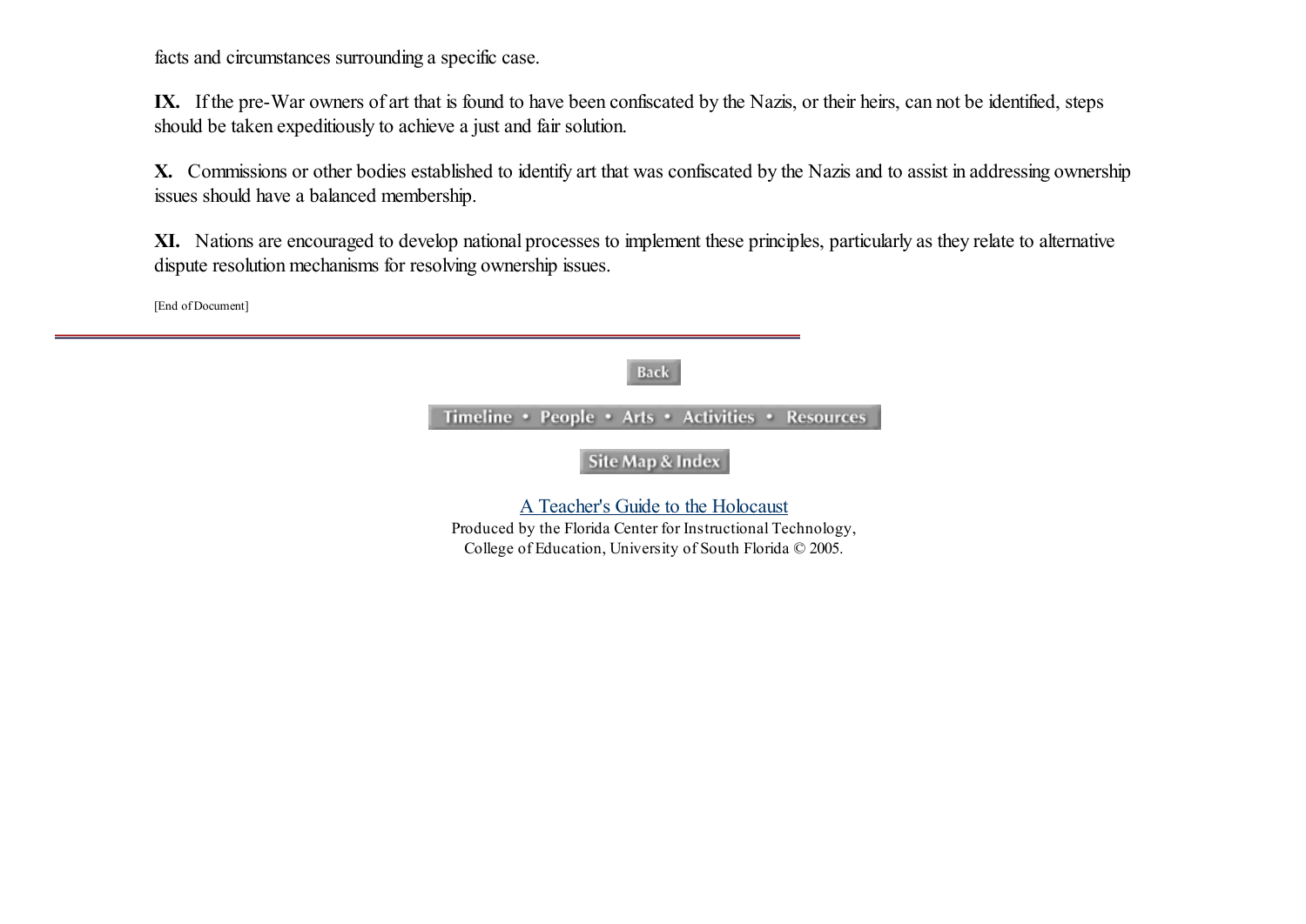facts and circumstances surrounding a specific case.

**IX.** If the pre-War owners of art that is found to have been confiscated by the Nazis, or their heirs, can not be identified, steps should be taken expeditiously to achieve a just and fair solution.

**X.** Commissions or other bodies established to identify art that was confiscated by the Nazis and to assist in addressing ownership issues should have a balanced membership.

**XI.** Nations are encouraged to develop national processes to implement these principles, particularly as they relate to alternative dispute resolution mechanisms for resolving ownership issues.

[End of Document]

---

Back

Timeline • People • Arts • Activities • Resources

Site Map & Index

A Teacher's Guide to the Holocaust
Produced by the Florida Center for Instructional Technology,
College of Education, University of South Florida © 2005.